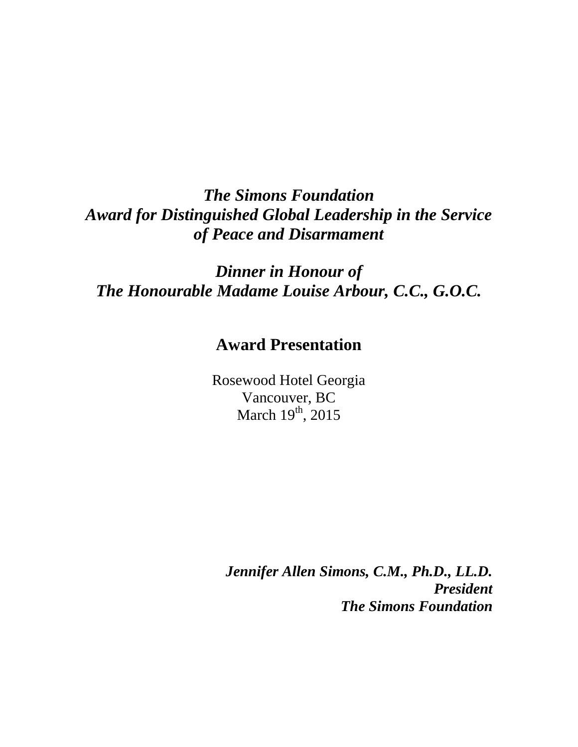***The Simons Foundation***
***Award for Distinguished Global Leadership in the Service of Peace and Disarmament***

***Dinner in Honour of***
***The Honourable Madame Louise Arbour, C.C., G.O.C.***

# Award Presentation

Rosewood Hotel Georgia
Vancouver, BC
March 19th, 2015

***Jennifer Allen Simons, C.M., Ph.D., LL.D.***
***President***
***The Simons Foundation***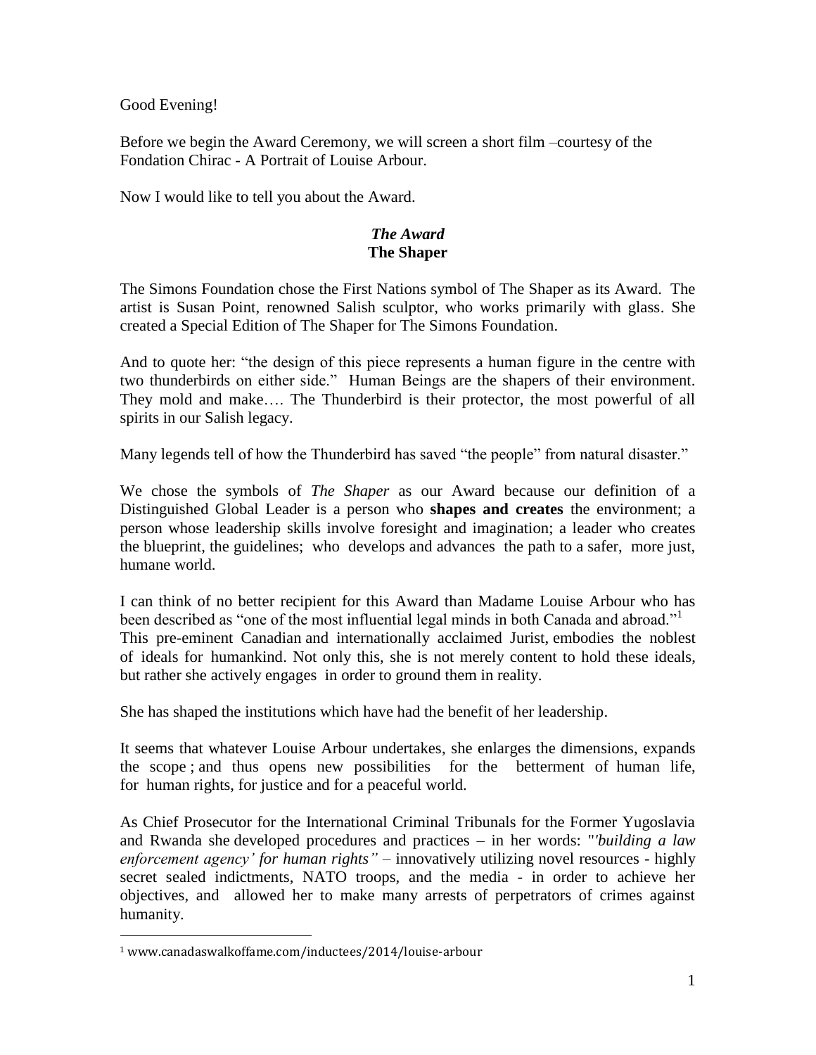Good Evening!

Before we begin the Award Ceremony, we will screen a short film –courtesy of the Fondation Chirac - A Portrait of Louise Arbour.

Now I would like to tell you about the Award.

### *The Award*
### The Shaper

The Simons Foundation chose the First Nations symbol of The Shaper as its Award. The artist is Susan Point, renowned Salish sculptor, who works primarily with glass. She created a Special Edition of The Shaper for The Simons Foundation.

And to quote her: "the design of this piece represents a human figure in the centre with two thunderbirds on either side." Human Beings are the shapers of their environment. They mold and make…. The Thunderbird is their protector, the most powerful of all spirits in our Salish legacy.

Many legends tell of how the Thunderbird has saved "the people" from natural disaster."

We chose the symbols of *The Shaper* as our Award because our definition of a Distinguished Global Leader is a person who **shapes and creates** the environment; a person whose leadership skills involve foresight and imagination; a leader who creates the blueprint, the guidelines; who develops and advances the path to a safer, more just, humane world.

I can think of no better recipient for this Award than Madame Louise Arbour who has been described as "one of the most influential legal minds in both Canada and abroad."[1] This pre-eminent Canadian and internationally acclaimed Jurist, embodies the noblest of ideals for humankind. Not only this, she is not merely content to hold these ideals, but rather she actively engages in order to ground them in reality.

She has shaped the institutions which have had the benefit of her leadership.

It seems that whatever Louise Arbour undertakes, she enlarges the dimensions, expands the scope ; and thus opens new possibilities for the betterment of human life, for human rights, for justice and for a peaceful world.

As Chief Prosecutor for the International Criminal Tribunals for the Former Yugoslavia and Rwanda she developed procedures and practices – in her words: "*'building a law enforcement agency' for human rights"* – innovatively utilizing novel resources - highly secret sealed indictments, NATO troops, and the media - in order to achieve her objectives, and allowed her to make many arrests of perpetrators of crimes against humanity.

---

[1] www.canadaswalkoffame.com/inductees/2014/louise-arbour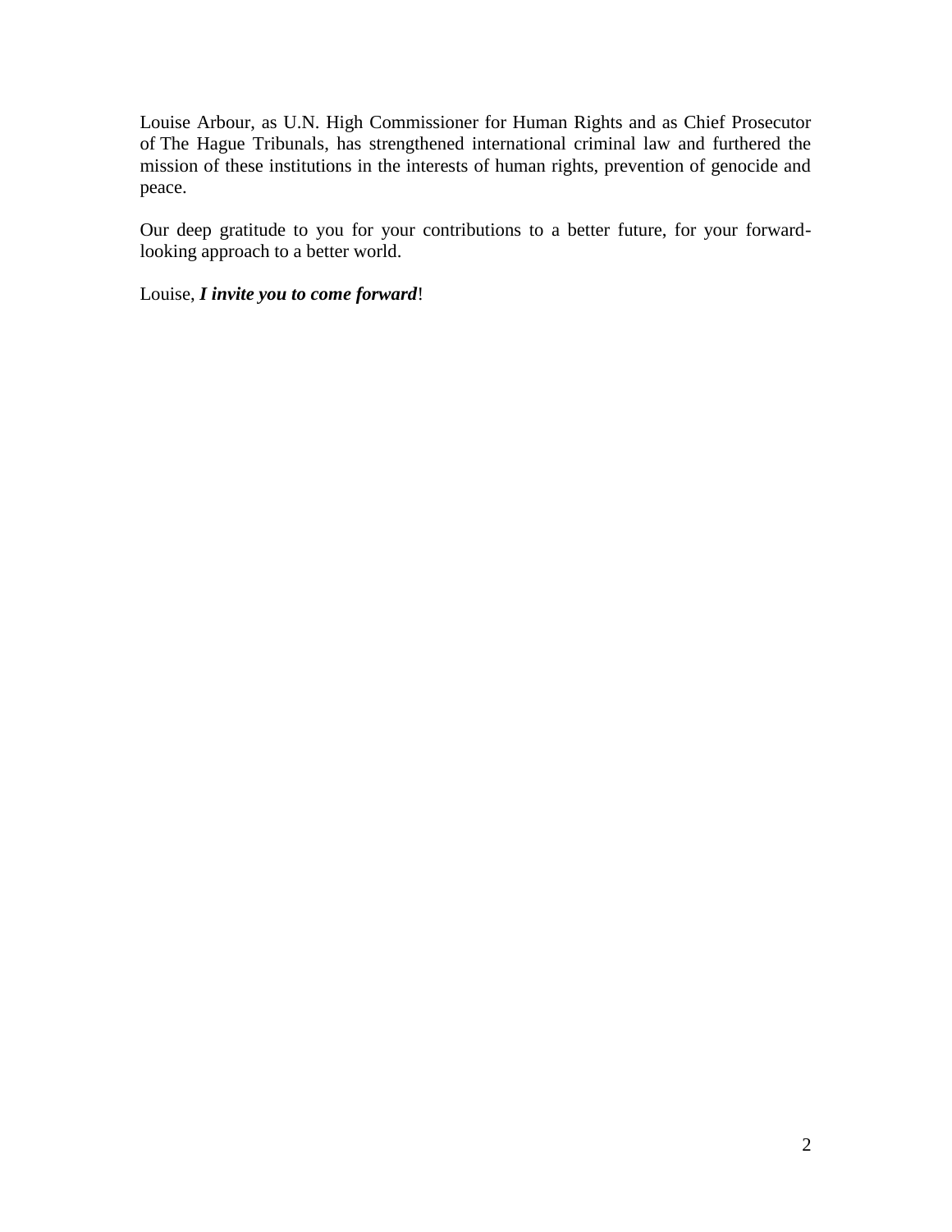Louise Arbour, as U.N. High Commissioner for Human Rights and as Chief Prosecutor of The Hague Tribunals, has strengthened international criminal law and furthered the mission of these institutions in the interests of human rights, prevention of genocide and peace.

Our deep gratitude to you for your contributions to a better future, for your forward-looking approach to a better world.

Louise, ***I invite you to come forward***!